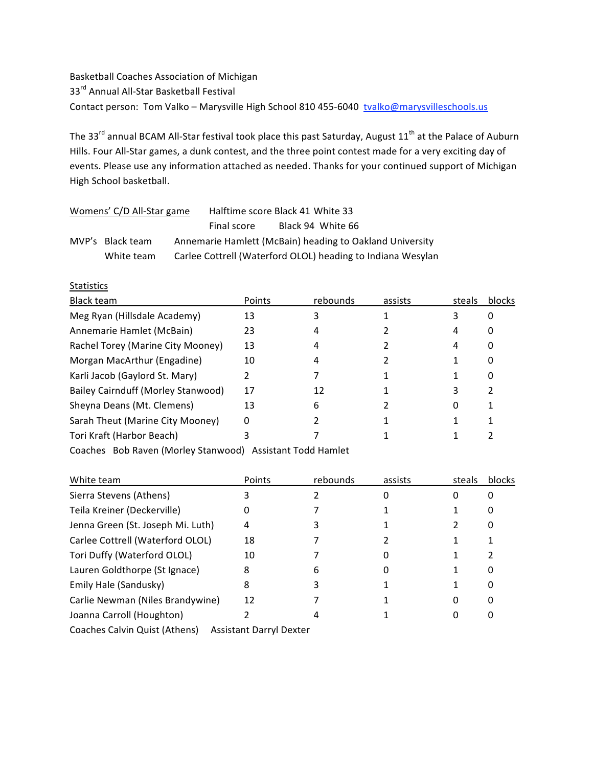Basketball Coaches Association of Michigan
33rd Annual All-Star Basketball Festival
Contact person: Tom Valko – Marysville High School 810 455-6040 [tvalko@marysvilleschools.us](mailto:tvalko@marysvilleschools.us)

The 33rd annual BCAM All-Star festival took place this past Saturday, August 11th at the Palace of Auburn Hills. Four All-Star games, a dunk contest, and the three point contest made for a very exciting day of events. Please use any information attached as needed. Thanks for your continued support of Michigan High School basketball.

Womens' C/D All-Star game — Halftime score Black 41 White 33
Final score Black 94 White 66

MVP's
- Black team: Annemarie Hamlett (McBain) heading to Oakland University
- White team: Carlee Cottrell (Waterford OLOL) heading to Indiana Wesylan

Statistics

| Black team | Points | rebounds | assists | steals | blocks |
|---|---|---|---|---|---|
| Meg Ryan (Hillsdale Academy) | 13 | 3 | 1 | 3 | 0 |
| Annemarie Hamlet (McBain) | 23 | 4 | 2 | 4 | 0 |
| Rachel Torey (Marine City Mooney) | 13 | 4 | 2 | 4 | 0 |
| Morgan MacArthur (Engadine) | 10 | 4 | 2 | 1 | 0 |
| Karli Jacob (Gaylord St. Mary) | 2 | 7 | 1 | 1 | 0 |
| Bailey Cairnduff (Morley Stanwood) | 17 | 12 | 1 | 3 | 2 |
| Sheyna Deans (Mt. Clemens) | 13 | 6 | 2 | 0 | 1 |
| Sarah Theut (Marine City Mooney) | 0 | 2 | 1 | 1 | 1 |
| Tori Kraft (Harbor Beach) | 3 | 7 | 1 | 1 | 2 |

Coaches Bob Raven (Morley Stanwood) Assistant Todd Hamlet

| White team | Points | rebounds | assists | steals | blocks |
|---|---|---|---|---|---|
| Sierra Stevens (Athens) | 3 | 2 | 0 | 0 | 0 |
| Teila Kreiner (Deckerville) | 0 | 7 | 1 | 1 | 0 |
| Jenna Green (St. Joseph Mi. Luth) | 4 | 3 | 1 | 2 | 0 |
| Carlee Cottrell (Waterford OLOL) | 18 | 7 | 2 | 1 | 1 |
| Tori Duffy (Waterford OLOL) | 10 | 7 | 0 | 1 | 2 |
| Lauren Goldthorpe (St Ignace) | 8 | 6 | 0 | 1 | 0 |
| Emily Hale (Sandusky) | 8 | 3 | 1 | 1 | 0 |
| Carlie Newman (Niles Brandywine) | 12 | 7 | 1 | 0 | 0 |
| Joanna Carroll (Houghton) | 2 | 4 | 1 | 0 | 0 |

Coaches Calvin Quist (Athens) Assistant Darryl Dexter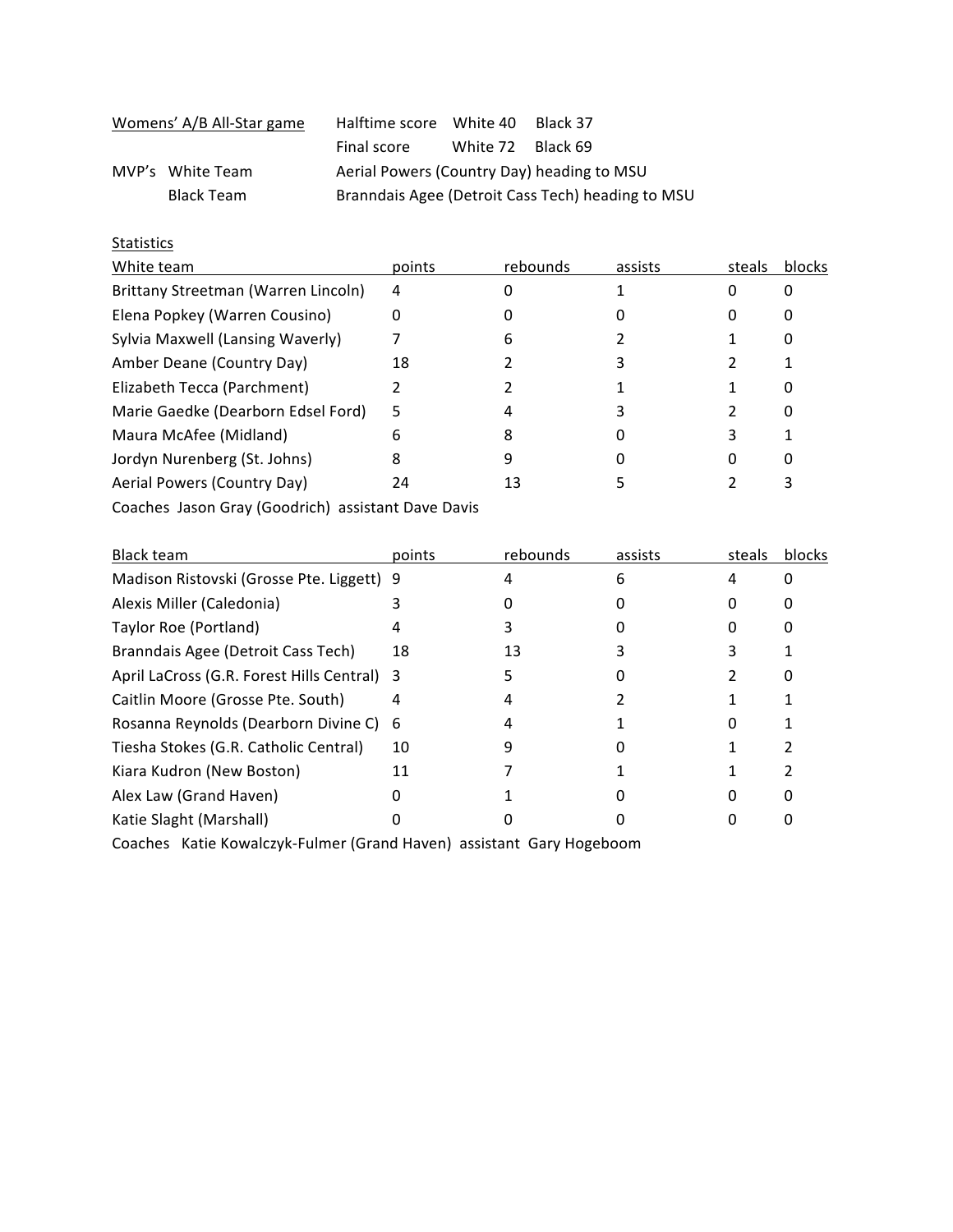Womens' A/B All-Star game

| | | | |
|---|---|---|---|
| Halftime score | White 40 | Black 37 |
| Final score | White 72 | Black 69 |

MVP's White Team — Aerial Powers (Country Day) heading to MSU

Black Team — Branndais Agee (Detroit Cass Tech) heading to MSU

Statistics

| White team | points | rebounds | assists | steals | blocks |
|---|---|---|---|---|---|
| Brittany Streetman (Warren Lincoln) | 4 | 0 | 1 | 0 | 0 |
| Elena Popkey (Warren Cousino) | 0 | 0 | 0 | 0 | 0 |
| Sylvia Maxwell (Lansing Waverly) | 7 | 6 | 2 | 1 | 0 |
| Amber Deane (Country Day) | 18 | 2 | 3 | 2 | 1 |
| Elizabeth Tecca (Parchment) | 2 | 2 | 1 | 1 | 0 |
| Marie Gaedke (Dearborn Edsel Ford) | 5 | 4 | 3 | 2 | 0 |
| Maura McAfee (Midland) | 6 | 8 | 0 | 3 | 1 |
| Jordyn Nurenberg (St. Johns) | 8 | 9 | 0 | 0 | 0 |
| Aerial Powers (Country Day) | 24 | 13 | 5 | 2 | 3 |

Coaches Jason Gray (Goodrich) assistant Dave Davis

| Black team | points | rebounds | assists | steals | blocks |
|---|---|---|---|---|---|
| Madison Ristovski (Grosse Pte. Liggett) | 9 | 4 | 6 | 4 | 0 |
| Alexis Miller (Caledonia) | 3 | 0 | 0 | 0 | 0 |
| Taylor Roe (Portland) | 4 | 3 | 0 | 0 | 0 |
| Branndais Agee (Detroit Cass Tech) | 18 | 13 | 3 | 3 | 1 |
| April LaCross (G.R. Forest Hills Central) | 3 | 5 | 0 | 2 | 0 |
| Caitlin Moore (Grosse Pte. South) | 4 | 4 | 2 | 1 | 1 |
| Rosanna Reynolds (Dearborn Divine C) | 6 | 4 | 1 | 0 | 1 |
| Tiesha Stokes (G.R. Catholic Central) | 10 | 9 | 0 | 1 | 2 |
| Kiara Kudron (New Boston) | 11 | 7 | 1 | 1 | 2 |
| Alex Law (Grand Haven) | 0 | 1 | 0 | 0 | 0 |
| Katie Slaght (Marshall) | 0 | 0 | 0 | 0 | 0 |

Coaches Katie Kowalczyk-Fulmer (Grand Haven) assistant Gary Hogeboom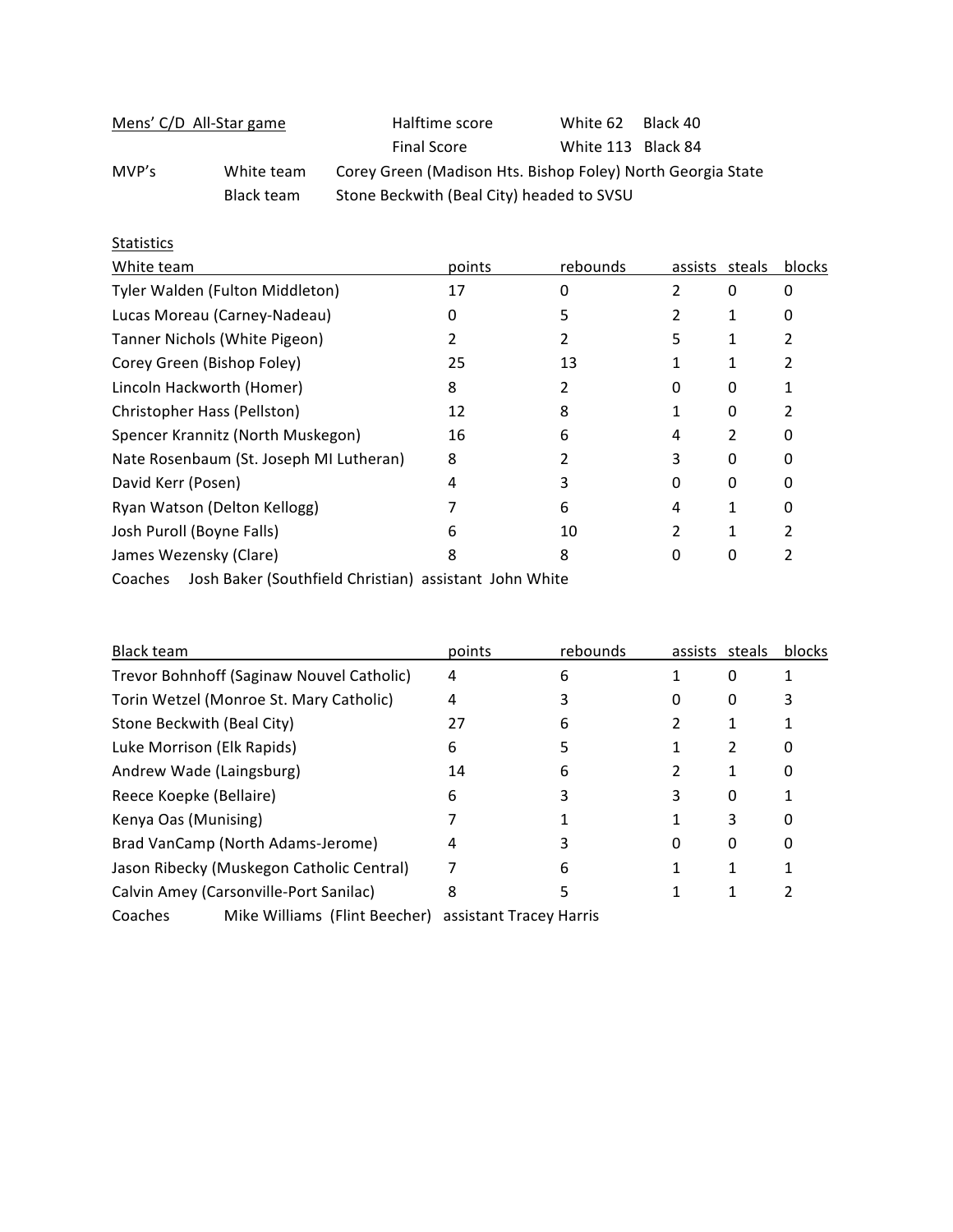Mens' C/D All-Star game

| | | |
|---|---|---|
| Halftime score | White 62 | Black 40 |
| Final Score | White 113 | Black 84 |

MVP's
- White team: Corey Green (Madison Hts. Bishop Foley) North Georgia State
- Black team: Stone Beckwith (Beal City) headed to SVSU

Statistics

| White team | points | rebounds | assists | steals | blocks |
|---|---|---|---|---|---|
| Tyler Walden (Fulton Middleton) | 17 | 0 | 2 | 0 | 0 |
| Lucas Moreau (Carney-Nadeau) | 0 | 5 | 2 | 1 | 0 |
| Tanner Nichols (White Pigeon) | 2 | 2 | 5 | 1 | 2 |
| Corey Green (Bishop Foley) | 25 | 13 | 1 | 1 | 2 |
| Lincoln Hackworth (Homer) | 8 | 2 | 0 | 0 | 1 |
| Christopher Hass (Pellston) | 12 | 8 | 1 | 0 | 2 |
| Spencer Krannitz (North Muskegon) | 16 | 6 | 4 | 2 | 0 |
| Nate Rosenbaum (St. Joseph MI Lutheran) | 8 | 2 | 3 | 0 | 0 |
| David Kerr (Posen) | 4 | 3 | 0 | 0 | 0 |
| Ryan Watson (Delton Kellogg) | 7 | 6 | 4 | 1 | 0 |
| Josh Puroll (Boyne Falls) | 6 | 10 | 2 | 1 | 2 |
| James Wezensky (Clare) | 8 | 8 | 0 | 0 | 2 |

Coaches Josh Baker (Southfield Christian) assistant John White

| Black team | points | rebounds | assists | steals | blocks |
|---|---|---|---|---|---|
| Trevor Bohnhoff (Saginaw Nouvel Catholic) | 4 | 6 | 1 | 0 | 1 |
| Torin Wetzel (Monroe St. Mary Catholic) | 4 | 3 | 0 | 0 | 3 |
| Stone Beckwith (Beal City) | 27 | 6 | 2 | 1 | 1 |
| Luke Morrison (Elk Rapids) | 6 | 5 | 1 | 2 | 0 |
| Andrew Wade (Laingsburg) | 14 | 6 | 2 | 1 | 0 |
| Reece Koepke (Bellaire) | 6 | 3 | 3 | 0 | 1 |
| Kenya Oas (Munising) | 7 | 1 | 1 | 3 | 0 |
| Brad VanCamp (North Adams-Jerome) | 4 | 3 | 0 | 0 | 0 |
| Jason Ribecky (Muskegon Catholic Central) | 7 | 6 | 1 | 1 | 1 |
| Calvin Amey (Carsonville-Port Sanilac) | 8 | 5 | 1 | 1 | 2 |

Coaches Mike Williams (Flint Beecher) assistant Tracey Harris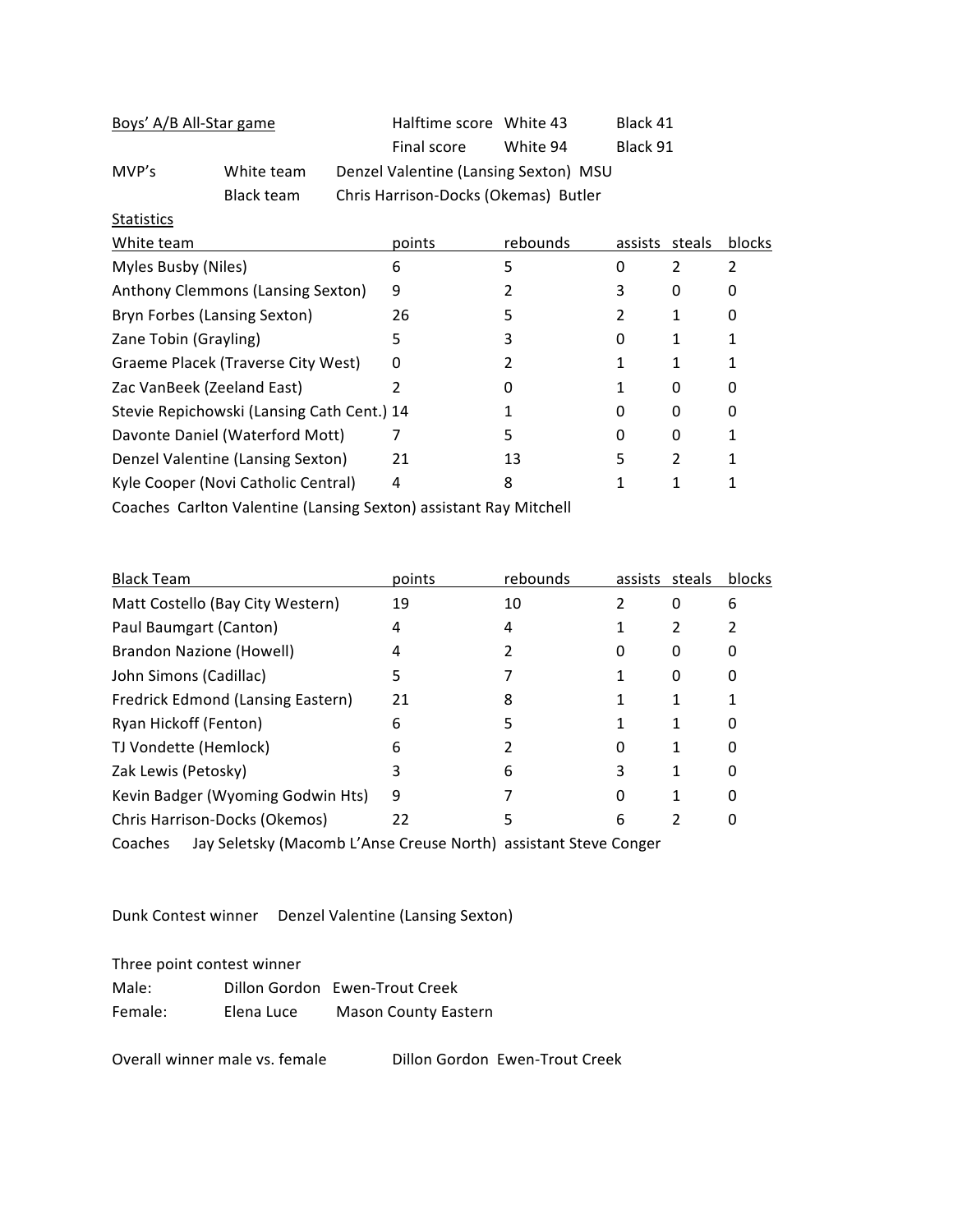Boys' A/B All-Star game

| | | | |
|---|---|---|---|
| | Halftime score | White 43 | Black 41 |
| | Final score | White 94 | Black 91 |

MVP's

| | | |
|---|---|---|
| White team | Denzel Valentine (Lansing Sexton) | MSU |
| Black team | Chris Harrison-Docks (Okemas) | Butler |

Statistics

| White team | points | rebounds | assists | steals | blocks |
|---|---|---|---|---|---|
| Myles Busby (Niles) | 6 | 5 | 0 | 2 | 2 |
| Anthony Clemmons (Lansing Sexton) | 9 | 2 | 3 | 0 | 0 |
| Bryn Forbes (Lansing Sexton) | 26 | 5 | 2 | 1 | 0 |
| Zane Tobin (Grayling) | 5 | 3 | 0 | 1 | 1 |
| Graeme Placek (Traverse City West) | 0 | 2 | 1 | 1 | 1 |
| Zac VanBeek (Zeeland East) | 2 | 0 | 1 | 0 | 0 |
| Stevie Repichowski (Lansing Cath Cent.) | 14 | 1 | 0 | 0 | 0 |
| Davonte Daniel (Waterford Mott) | 7 | 5 | 0 | 0 | 1 |
| Denzel Valentine (Lansing Sexton) | 21 | 13 | 5 | 2 | 1 |
| Kyle Cooper (Novi Catholic Central) | 4 | 8 | 1 | 1 | 1 |

Coaches Carlton Valentine (Lansing Sexton) assistant Ray Mitchell

| Black Team | points | rebounds | assists | steals | blocks |
|---|---|---|---|---|---|
| Matt Costello (Bay City Western) | 19 | 10 | 2 | 0 | 6 |
| Paul Baumgart (Canton) | 4 | 4 | 1 | 2 | 2 |
| Brandon Nazione (Howell) | 4 | 2 | 0 | 0 | 0 |
| John Simons (Cadillac) | 5 | 7 | 1 | 0 | 0 |
| Fredrick Edmond (Lansing Eastern) | 21 | 8 | 1 | 1 | 1 |
| Ryan Hickoff (Fenton) | 6 | 5 | 1 | 1 | 0 |
| TJ Vondette (Hemlock) | 6 | 2 | 0 | 1 | 0 |
| Zak Lewis (Petosky) | 3 | 6 | 3 | 1 | 0 |
| Kevin Badger (Wyoming Godwin Hts) | 9 | 7 | 0 | 1 | 0 |
| Chris Harrison-Docks (Okemos) | 22 | 5 | 6 | 2 | 0 |

Coaches Jay Seletsky (Macomb L'Anse Creuse North) assistant Steve Conger

Dunk Contest winner Denzel Valentine (Lansing Sexton)

Three point contest winner

| | | |
|---|---|---|
| Male: | Dillon Gordon | Ewen-Trout Creek |
| Female: | Elena Luce | Mason County Eastern |

Overall winner male vs. female Dillon Gordon Ewen-Trout Creek